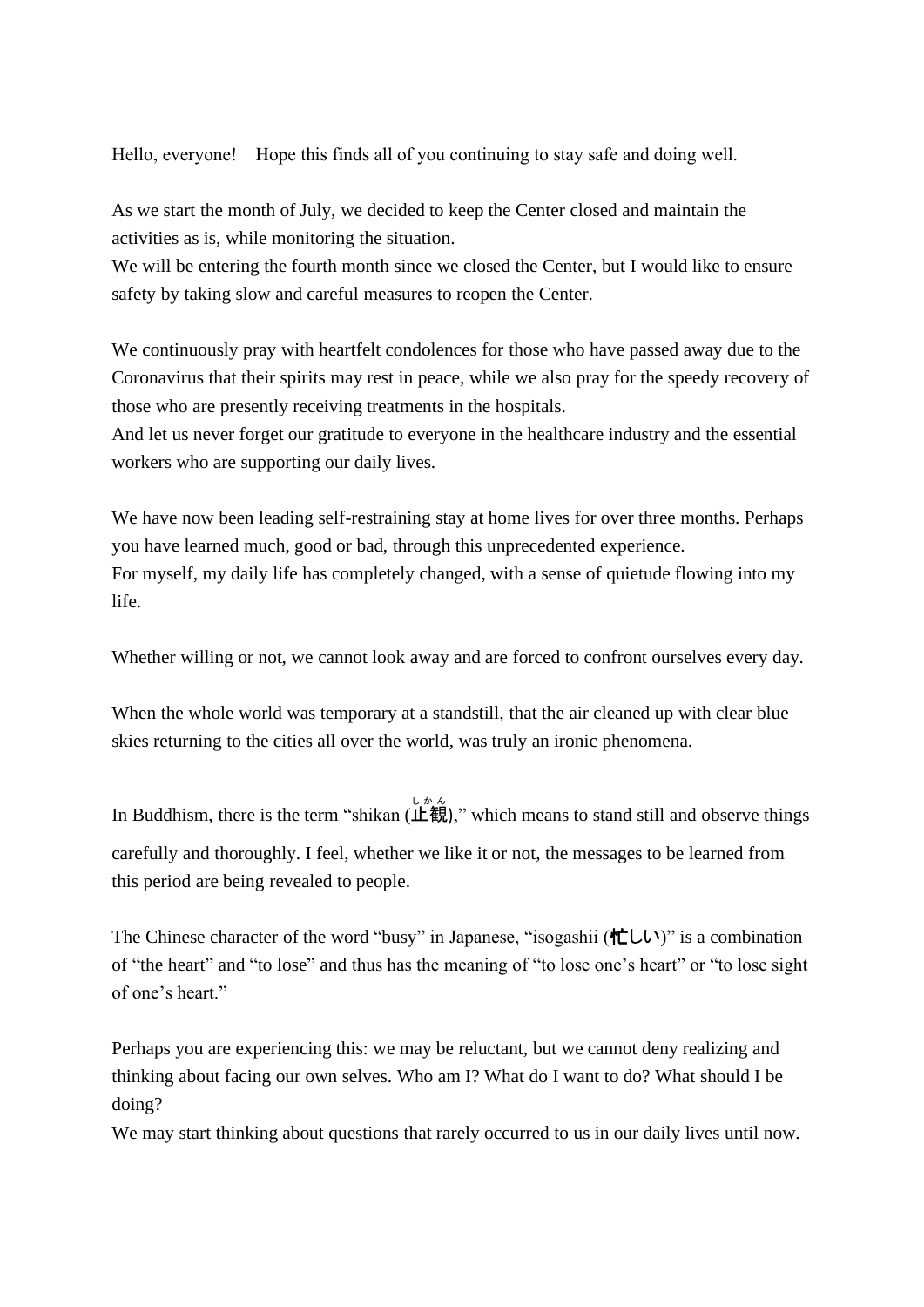Hello, everyone! Hope this finds all of you continuing to stay safe and doing well.

As we start the month of July, we decided to keep the Center closed and maintain the activities as is, while monitoring the situation.
We will be entering the fourth month since we closed the Center, but I would like to ensure safety by taking slow and careful measures to reopen the Center.

We continuously pray with heartfelt condolences for those who have passed away due to the Coronavirus that their spirits may rest in peace, while we also pray for the speedy recovery of those who are presently receiving treatments in the hospitals.
And let us never forget our gratitude to everyone in the healthcare industry and the essential workers who are supporting our daily lives.

We have now been leading self-restraining stay at home lives for over three months. Perhaps you have learned much, good or bad, through this unprecedented experience.
For myself, my daily life has completely changed, with a sense of quietude flowing into my life.

Whether willing or not, we cannot look away and are forced to confront ourselves every day.

When the whole world was temporary at a standstill, that the air cleaned up with clear blue skies returning to the cities all over the world, was truly an ironic phenomena.

In Buddhism, there is the term “shikan (止観(しかん)),” which means to stand still and observe things carefully and thoroughly. I feel, whether we like it or not, the messages to be learned from this period are being revealed to people.

The Chinese character of the word “busy” in Japanese, “isogashii (忙しい)” is a combination of “the heart” and “to lose” and thus has the meaning of “to lose one’s heart” or “to lose sight of one’s heart.”

Perhaps you are experiencing this: we may be reluctant, but we cannot deny realizing and thinking about facing our own selves. Who am I? What do I want to do? What should I be doing?
We may start thinking about questions that rarely occurred to us in our daily lives until now.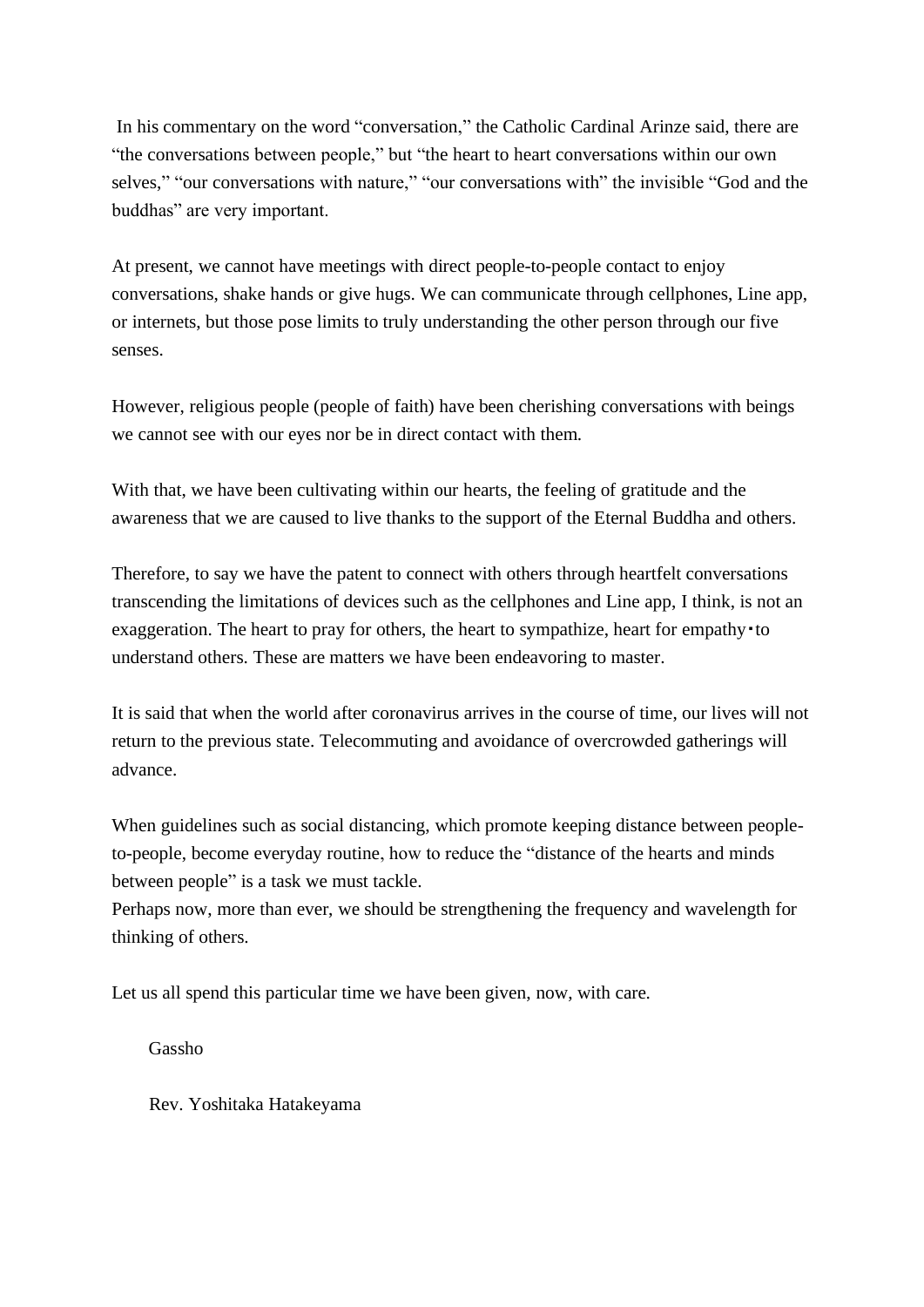In his commentary on the word "conversation," the Catholic Cardinal Arinze said, there are "the conversations between people," but "the heart to heart conversations within our own selves," "our conversations with nature," "our conversations with" the invisible "God and the buddhas" are very important.

At present, we cannot have meetings with direct people-to-people contact to enjoy conversations, shake hands or give hugs. We can communicate through cellphones, Line app, or internets, but those pose limits to truly understanding the other person through our five senses.

However, religious people (people of faith) have been cherishing conversations with beings we cannot see with our eyes nor be in direct contact with them.

With that, we have been cultivating within our hearts, the feeling of gratitude and the awareness that we are caused to live thanks to the support of the Eternal Buddha and others.

Therefore, to say we have the patent to connect with others through heartfelt conversations transcending the limitations of devices such as the cellphones and Line app, I think, is not an exaggeration. The heart to pray for others, the heart to sympathize, heart for empathy・to understand others. These are matters we have been endeavoring to master.

It is said that when the world after coronavirus arrives in the course of time, our lives will not return to the previous state. Telecommuting and avoidance of overcrowded gatherings will advance.

When guidelines such as social distancing, which promote keeping distance between people-to-people, become everyday routine, how to reduce the "distance of the hearts and minds between people" is a task we must tackle.
Perhaps now, more than ever, we should be strengthening the frequency and wavelength for thinking of others.

Let us all spend this particular time we have been given, now, with care.

Gassho

Rev. Yoshitaka Hatakeyama